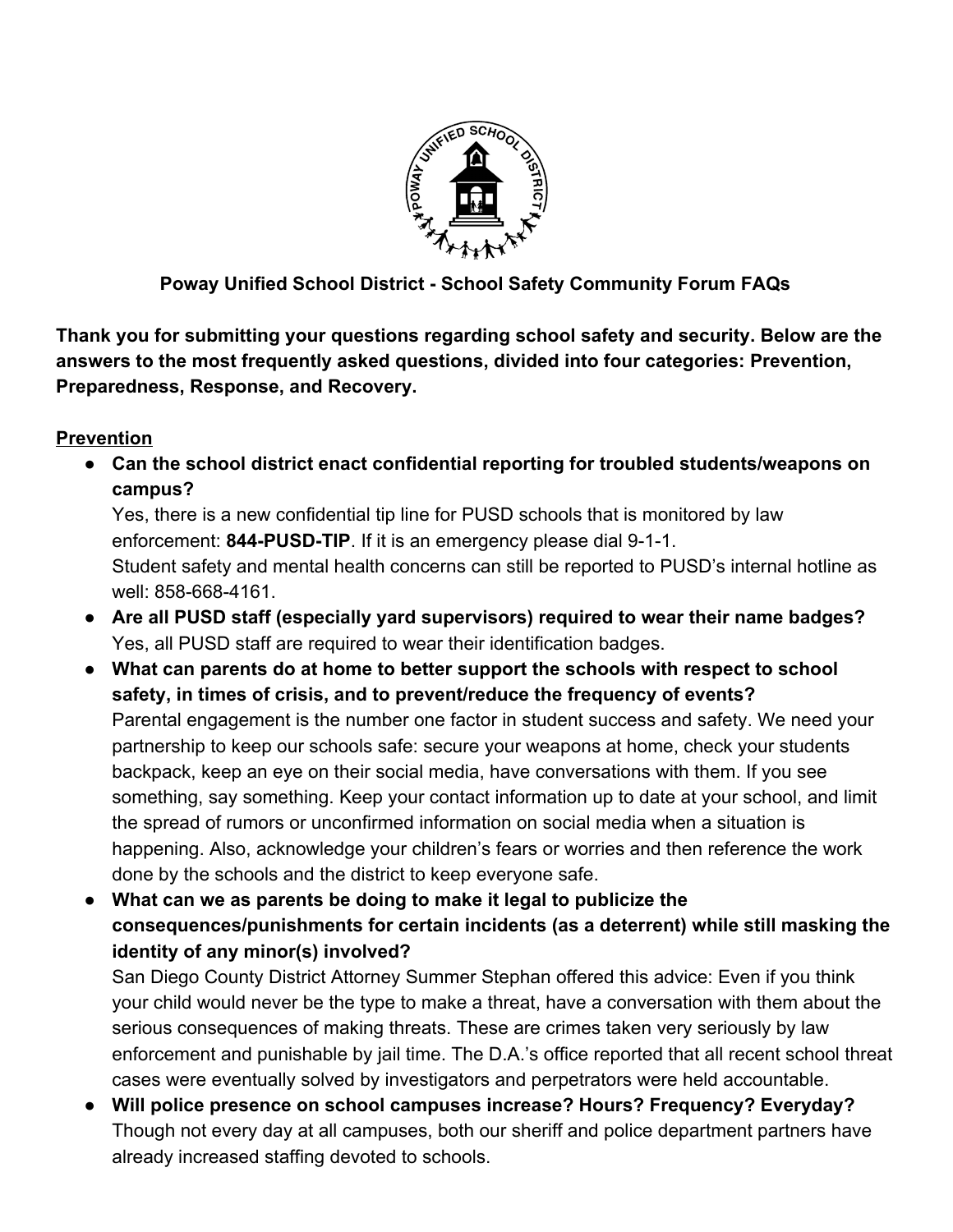**Poway Unified School District - School Safety Community Forum FAQs**

**Thank you for submitting your questions regarding school safety and security. Below are the answers to the most frequently asked questions, divided into four categories: Prevention, Preparedness, Response, and Recovery.**

## Prevention

- **Can the school district enact confidential reporting for troubled students/weapons on campus?**
  Yes, there is a new confidential tip line for PUSD schools that is monitored by law enforcement: **844-PUSD-TIP**. If it is an emergency please dial 9-1-1.
  Student safety and mental health concerns can still be reported to PUSD's internal hotline as well: 858-668-4161.
- **Are all PUSD staff (especially yard supervisors) required to wear their name badges?**
  Yes, all PUSD staff are required to wear their identification badges.
- **What can parents do at home to better support the schools with respect to school safety, in times of crisis, and to prevent/reduce the frequency of events?**
  Parental engagement is the number one factor in student success and safety. We need your partnership to keep our schools safe: secure your weapons at home, check your students backpack, keep an eye on their social media, have conversations with them. If you see something, say something. Keep your contact information up to date at your school, and limit the spread of rumors or unconfirmed information on social media when a situation is happening. Also, acknowledge your children's fears or worries and then reference the work done by the schools and the district to keep everyone safe.
- **What can we as parents be doing to make it legal to publicize the consequences/punishments for certain incidents (as a deterrent) while still masking the identity of any minor(s) involved?**
  San Diego County District Attorney Summer Stephan offered this advice: Even if you think your child would never be the type to make a threat, have a conversation with them about the serious consequences of making threats. These are crimes taken very seriously by law enforcement and punishable by jail time. The D.A.'s office reported that all recent school threat cases were eventually solved by investigators and perpetrators were held accountable.
- **Will police presence on school campuses increase? Hours? Frequency? Everyday?**
  Though not every day at all campuses, both our sheriff and police department partners have already increased staffing devoted to schools.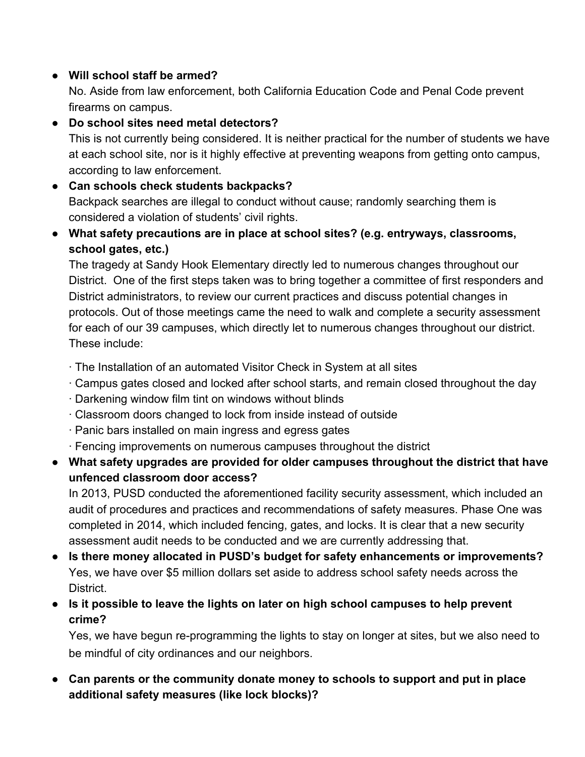- **Will school staff be armed?**
  No. Aside from law enforcement, both California Education Code and Penal Code prevent firearms on campus.
- **Do school sites need metal detectors?**
  This is not currently being considered. It is neither practical for the number of students we have at each school site, nor is it highly effective at preventing weapons from getting onto campus, according to law enforcement.
- **Can schools check students backpacks?**
  Backpack searches are illegal to conduct without cause; randomly searching them is considered a violation of students' civil rights.
- **What safety precautions are in place at school sites? (e.g. entryways, classrooms, school gates, etc.)**
  The tragedy at Sandy Hook Elementary directly led to numerous changes throughout our District. One of the first steps taken was to bring together a committee of first responders and District administrators, to review our current practices and discuss potential changes in protocols. Out of those meetings came the need to walk and complete a security assessment for each of our 39 campuses, which directly let to numerous changes throughout our district. These include:

  · The Installation of an automated Visitor Check in System at all sites
  · Campus gates closed and locked after school starts, and remain closed throughout the day
  · Darkening window film tint on windows without blinds
  · Classroom doors changed to lock from inside instead of outside
  · Panic bars installed on main ingress and egress gates
  · Fencing improvements on numerous campuses throughout the district
- **What safety upgrades are provided for older campuses throughout the district that have unfenced classroom door access?**
  In 2013, PUSD conducted the aforementioned facility security assessment, which included an audit of procedures and practices and recommendations of safety measures. Phase One was completed in 2014, which included fencing, gates, and locks. It is clear that a new security assessment audit needs to be conducted and we are currently addressing that.
- **Is there money allocated in PUSD's budget for safety enhancements or improvements?**
  Yes, we have over $5 million dollars set aside to address school safety needs across the District.
- **Is it possible to leave the lights on later on high school campuses to help prevent crime?**
  Yes, we have begun re-programming the lights to stay on longer at sites, but we also need to be mindful of city ordinances and our neighbors.
- **Can parents or the community donate money to schools to support and put in place additional safety measures (like lock blocks)?**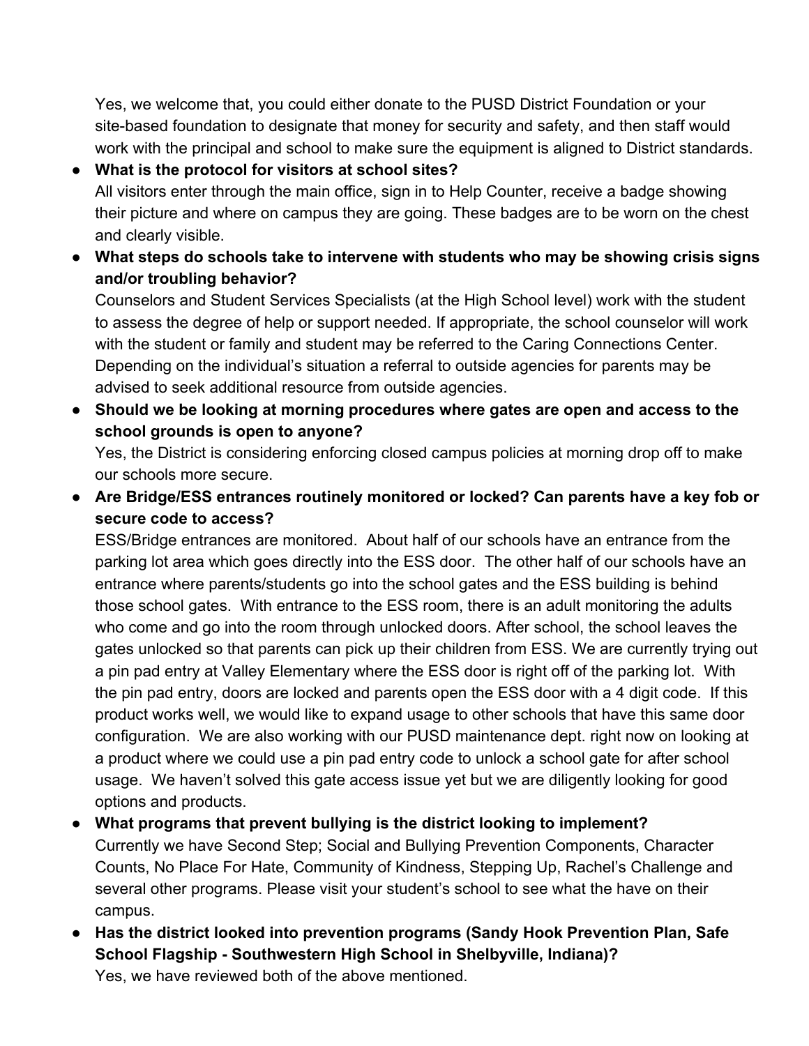Yes, we welcome that, you could either donate to the PUSD District Foundation or your site-based foundation to designate that money for security and safety, and then staff would work with the principal and school to make sure the equipment is aligned to District standards.

- **What is the protocol for visitors at school sites?**
  All visitors enter through the main office, sign in to Help Counter, receive a badge showing their picture and where on campus they are going. These badges are to be worn on the chest and clearly visible.
- **What steps do schools take to intervene with students who may be showing crisis signs and/or troubling behavior?**
  Counselors and Student Services Specialists (at the High School level) work with the student to assess the degree of help or support needed. If appropriate, the school counselor will work with the student or family and student may be referred to the Caring Connections Center. Depending on the individual's situation a referral to outside agencies for parents may be advised to seek additional resource from outside agencies.
- **Should we be looking at morning procedures where gates are open and access to the school grounds is open to anyone?**
  Yes, the District is considering enforcing closed campus policies at morning drop off to make our schools more secure.
- **Are Bridge/ESS entrances routinely monitored or locked? Can parents have a key fob or secure code to access?**
  ESS/Bridge entrances are monitored. About half of our schools have an entrance from the parking lot area which goes directly into the ESS door. The other half of our schools have an entrance where parents/students go into the school gates and the ESS building is behind those school gates. With entrance to the ESS room, there is an adult monitoring the adults who come and go into the room through unlocked doors. After school, the school leaves the gates unlocked so that parents can pick up their children from ESS. We are currently trying out a pin pad entry at Valley Elementary where the ESS door is right off of the parking lot. With the pin pad entry, doors are locked and parents open the ESS door with a 4 digit code. If this product works well, we would like to expand usage to other schools that have this same door configuration. We are also working with our PUSD maintenance dept. right now on looking at a product where we could use a pin pad entry code to unlock a school gate for after school usage. We haven't solved this gate access issue yet but we are diligently looking for good options and products.
- **What programs that prevent bullying is the district looking to implement?**
  Currently we have Second Step; Social and Bullying Prevention Components, Character Counts, No Place For Hate, Community of Kindness, Stepping Up, Rachel's Challenge and several other programs. Please visit your student's school to see what the have on their campus.
- **Has the district looked into prevention programs (Sandy Hook Prevention Plan, Safe School Flagship - Southwestern High School in Shelbyville, Indiana)?**
  Yes, we have reviewed both of the above mentioned.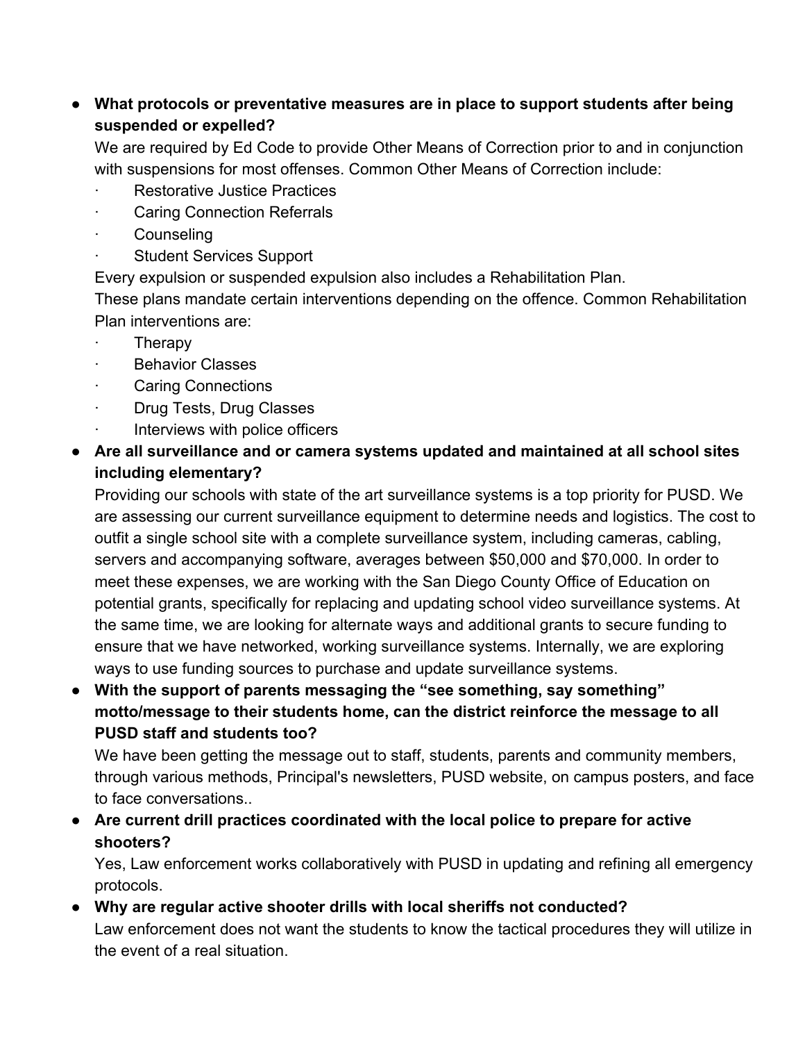- **What protocols or preventative measures are in place to support students after being suspended or expelled?**

  We are required by Ed Code to provide Other Means of Correction prior to and in conjunction with suspensions for most offenses. Common Other Means of Correction include:

  - Restorative Justice Practices
  - Caring Connection Referrals
  - Counseling
  - Student Services Support

  Every expulsion or suspended expulsion also includes a Rehabilitation Plan.

  These plans mandate certain interventions depending on the offence. Common Rehabilitation Plan interventions are:

  - Therapy
  - Behavior Classes
  - Caring Connections
  - Drug Tests, Drug Classes
  - Interviews with police officers

- **Are all surveillance and or camera systems updated and maintained at all school sites including elementary?**

  Providing our schools with state of the art surveillance systems is a top priority for PUSD. We are assessing our current surveillance equipment to determine needs and logistics. The cost to outfit a single school site with a complete surveillance system, including cameras, cabling, servers and accompanying software, averages between $50,000 and $70,000. In order to meet these expenses, we are working with the San Diego County Office of Education on potential grants, specifically for replacing and updating school video surveillance systems. At the same time, we are looking for alternate ways and additional grants to secure funding to ensure that we have networked, working surveillance systems. Internally, we are exploring ways to use funding sources to purchase and update surveillance systems.

- **With the support of parents messaging the "see something, say something" motto/message to their students home, can the district reinforce the message to all PUSD staff and students too?**

  We have been getting the message out to staff, students, parents and community members, through various methods, Principal's newsletters, PUSD website, on campus posters, and face to face conversations..

- **Are current drill practices coordinated with the local police to prepare for active shooters?**

  Yes, Law enforcement works collaboratively with PUSD in updating and refining all emergency protocols.

- **Why are regular active shooter drills with local sheriffs not conducted?**

  Law enforcement does not want the students to know the tactical procedures they will utilize in the event of a real situation.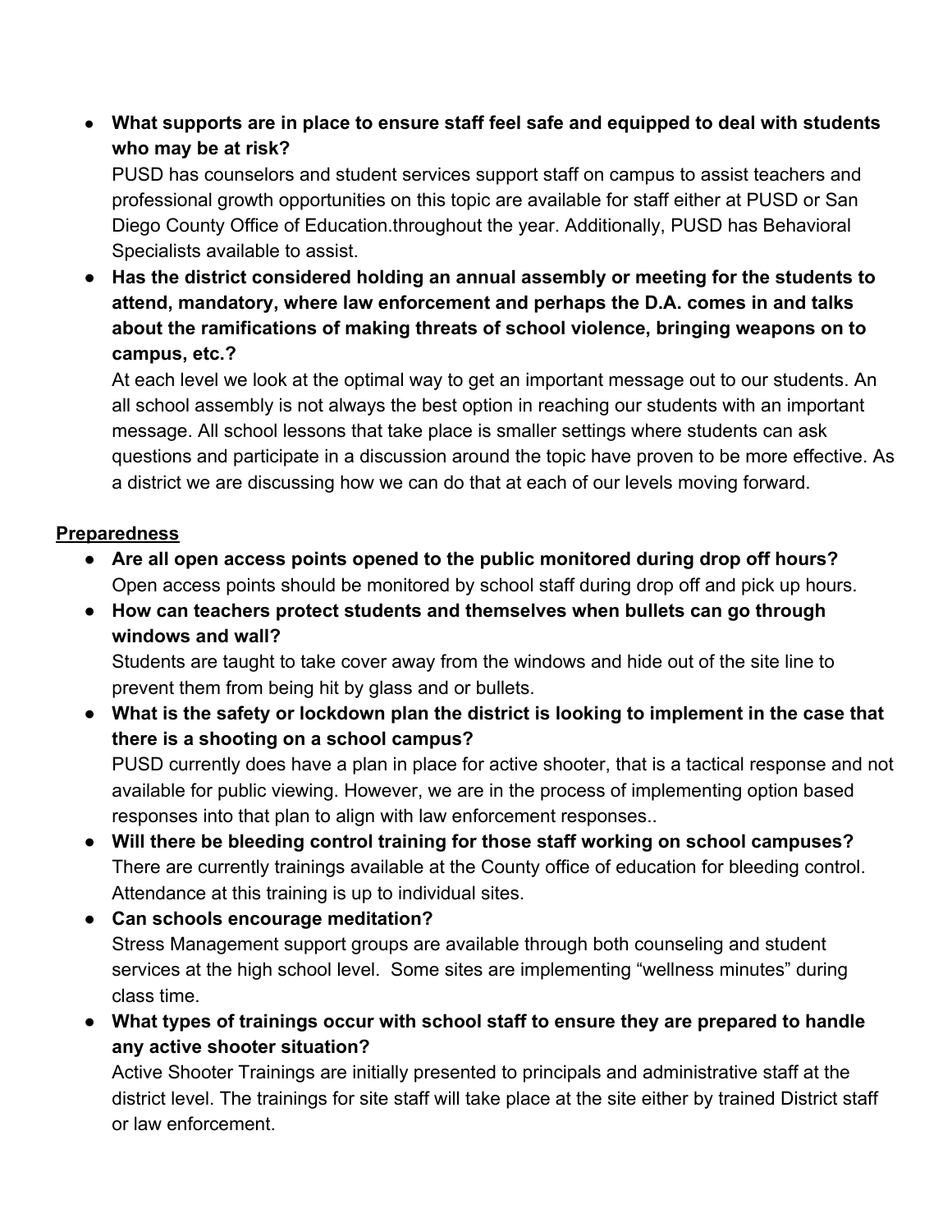- **What supports are in place to ensure staff feel safe and equipped to deal with students who may be at risk?**
  PUSD has counselors and student services support staff on campus to assist teachers and professional growth opportunities on this topic are available for staff either at PUSD or San Diego County Office of Education.throughout the year. Additionally, PUSD has Behavioral Specialists available to assist.
- **Has the district considered holding an annual assembly or meeting for the students to attend, mandatory, where law enforcement and perhaps the D.A. comes in and talks about the ramifications of making threats of school violence, bringing weapons on to campus, etc.?**
  At each level we look at the optimal way to get an important message out to our students. An all school assembly is not always the best option in reaching our students with an important message. All school lessons that take place is smaller settings where students can ask questions and participate in a discussion around the topic have proven to be more effective. As a district we are discussing how we can do that at each of our levels moving forward.

__Preparedness__

- **Are all open access points opened to the public monitored during drop off hours?**
  Open access points should be monitored by school staff during drop off and pick up hours.
- **How can teachers protect students and themselves when bullets can go through windows and wall?**
  Students are taught to take cover away from the windows and hide out of the site line to prevent them from being hit by glass and or bullets.
- **What is the safety or lockdown plan the district is looking to implement in the case that there is a shooting on a school campus?**
  PUSD currently does have a plan in place for active shooter, that is a tactical response and not available for public viewing. However, we are in the process of implementing option based responses into that plan to align with law enforcement responses..
- **Will there be bleeding control training for those staff working on school campuses?**
  There are currently trainings available at the County office of education for bleeding control. Attendance at this training is up to individual sites.
- **Can schools encourage meditation?**
  Stress Management support groups are available through both counseling and student services at the high school level. Some sites are implementing "wellness minutes" during class time.
- **What types of trainings occur with school staff to ensure they are prepared to handle any active shooter situation?**
  Active Shooter Trainings are initially presented to principals and administrative staff at the district level. The trainings for site staff will take place at the site either by trained District staff or law enforcement.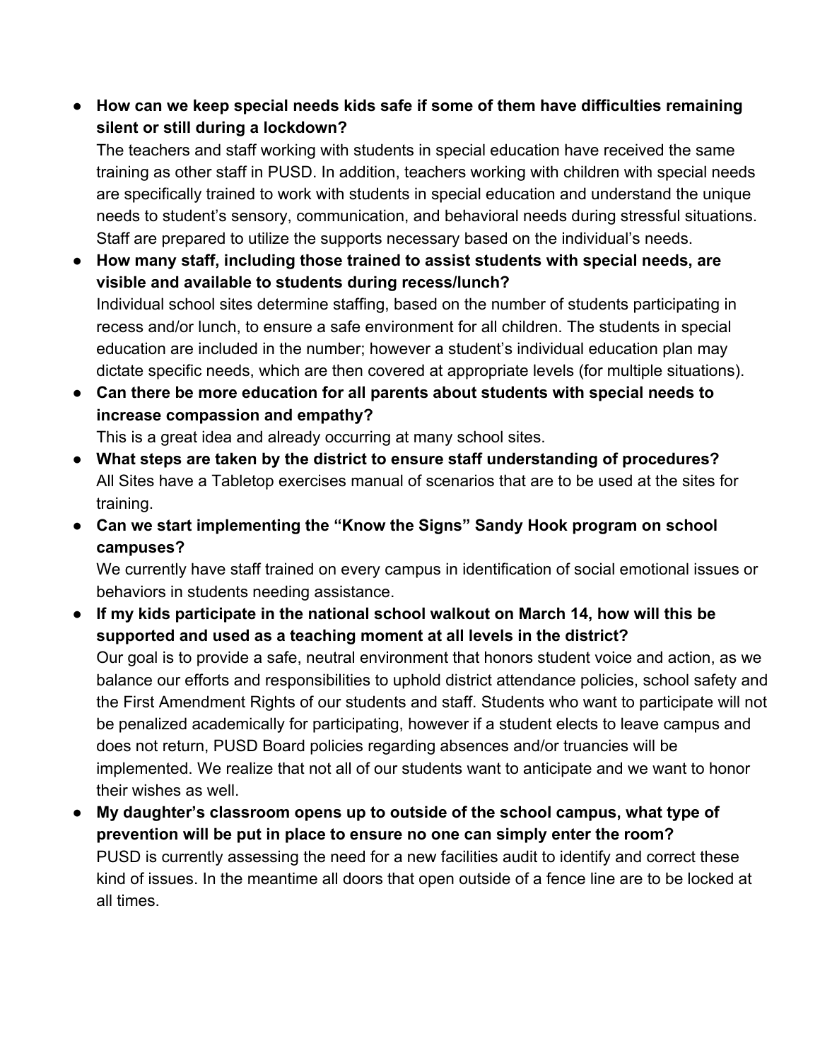- **How can we keep special needs kids safe if some of them have difficulties remaining silent or still during a lockdown?**
  The teachers and staff working with students in special education have received the same training as other staff in PUSD. In addition, teachers working with children with special needs are specifically trained to work with students in special education and understand the unique needs to student's sensory, communication, and behavioral needs during stressful situations. Staff are prepared to utilize the supports necessary based on the individual's needs.
- **How many staff, including those trained to assist students with special needs, are visible and available to students during recess/lunch?**
  Individual school sites determine staffing, based on the number of students participating in recess and/or lunch, to ensure a safe environment for all children. The students in special education are included in the number; however a student's individual education plan may dictate specific needs, which are then covered at appropriate levels (for multiple situations).
- **Can there be more education for all parents about students with special needs to increase compassion and empathy?**
  This is a great idea and already occurring at many school sites.
- **What steps are taken by the district to ensure staff understanding of procedures?**
  All Sites have a Tabletop exercises manual of scenarios that are to be used at the sites for training.
- **Can we start implementing the "Know the Signs" Sandy Hook program on school campuses?**
  We currently have staff trained on every campus in identification of social emotional issues or behaviors in students needing assistance.
- **If my kids participate in the national school walkout on March 14, how will this be supported and used as a teaching moment at all levels in the district?**
  Our goal is to provide a safe, neutral environment that honors student voice and action, as we balance our efforts and responsibilities to uphold district attendance policies, school safety and the First Amendment Rights of our students and staff. Students who want to participate will not be penalized academically for participating, however if a student elects to leave campus and does not return, PUSD Board policies regarding absences and/or truancies will be implemented. We realize that not all of our students want to anticipate and we want to honor their wishes as well.
- **My daughter's classroom opens up to outside of the school campus, what type of prevention will be put in place to ensure no one can simply enter the room?**
  PUSD is currently assessing the need for a new facilities audit to identify and correct these kind of issues. In the meantime all doors that open outside of a fence line are to be locked at all times.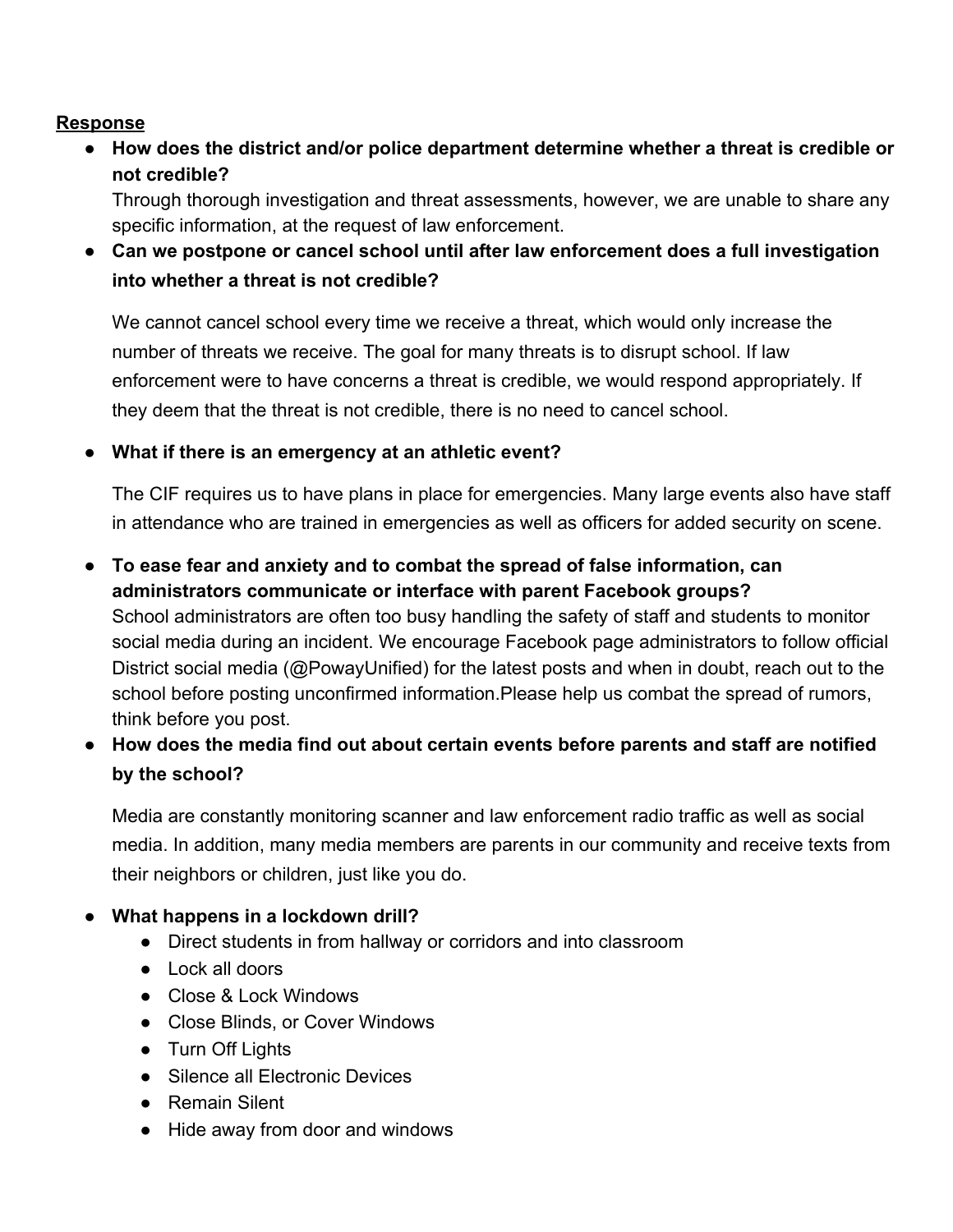<u>**Response**</u>

- **How does the district and/or police department determine whether a threat is credible or not credible?**
  Through thorough investigation and threat assessments, however, we are unable to share any specific information, at the request of law enforcement.
- **Can we postpone or cancel school until after law enforcement does a full investigation into whether a threat is not credible?**

  We cannot cancel school every time we receive a threat, which would only increase the number of threats we receive. The goal for many threats is to disrupt school. If law enforcement were to have concerns a threat is credible, we would respond appropriately. If they deem that the threat is not credible, there is no need to cancel school.

- **What if there is an emergency at an athletic event?**

  The CIF requires us to have plans in place for emergencies. Many large events also have staff in attendance who are trained in emergencies as well as officers for added security on scene.

- **To ease fear and anxiety and to combat the spread of false information, can administrators communicate or interface with parent Facebook groups?**
  School administrators are often too busy handling the safety of staff and students to monitor social media during an incident. We encourage Facebook page administrators to follow official District social media (@PowayUnified) for the latest posts and when in doubt, reach out to the school before posting unconfirmed information.Please help us combat the spread of rumors, think before you post.
- **How does the media find out about certain events before parents and staff are notified by the school?**

  Media are constantly monitoring scanner and law enforcement radio traffic as well as social media. In addition, many media members are parents in our community and receive texts from their neighbors or children, just like you do.

- **What happens in a lockdown drill?**
  - Direct students in from hallway or corridors and into classroom
  - Lock all doors
  - Close & Lock Windows
  - Close Blinds, or Cover Windows
  - Turn Off Lights
  - Silence all Electronic Devices
  - Remain Silent
  - Hide away from door and windows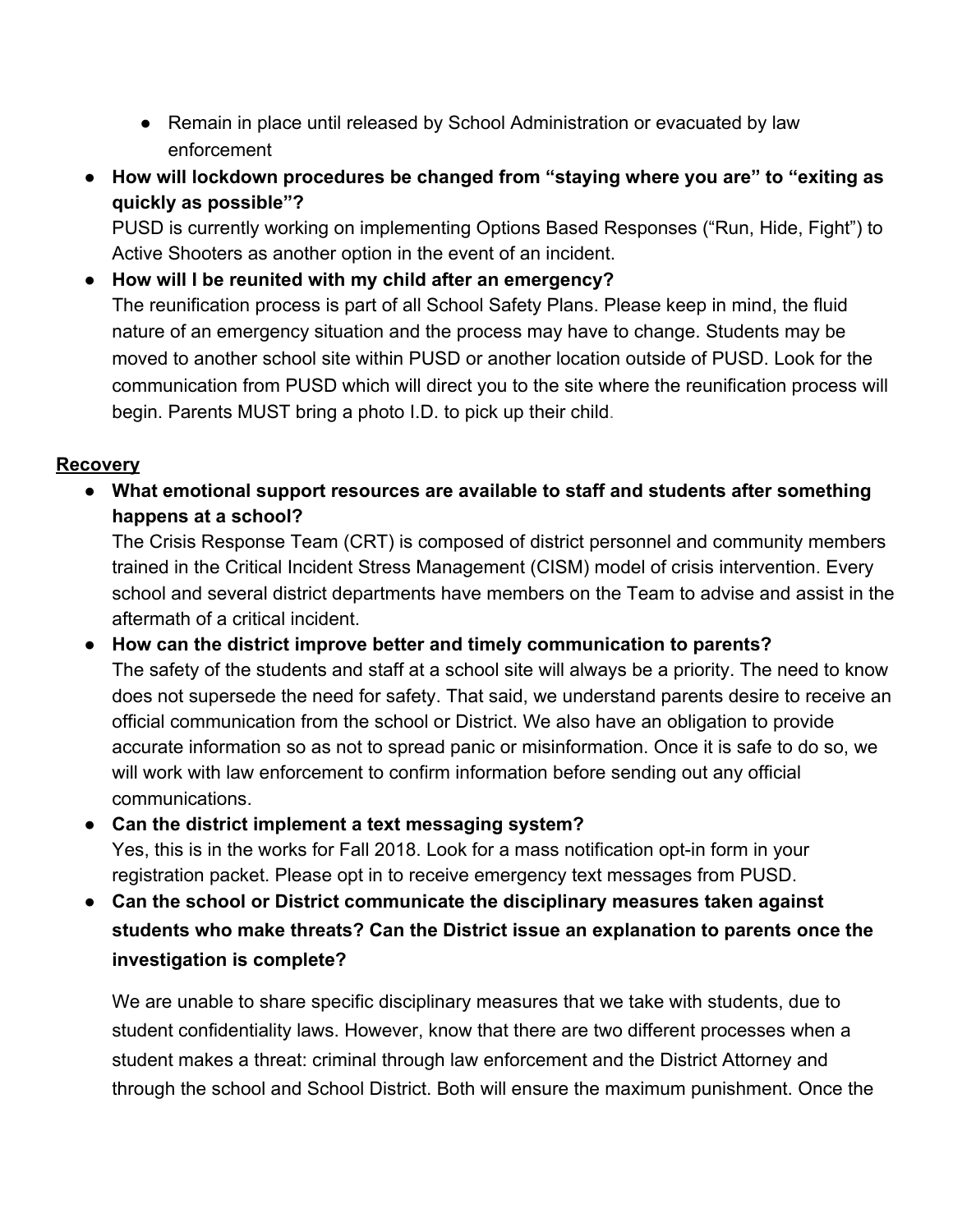- Remain in place until released by School Administration or evacuated by law enforcement

- **How will lockdown procedures be changed from "staying where you are" to "exiting as quickly as possible"?**
  PUSD is currently working on implementing Options Based Responses ("Run, Hide, Fight") to Active Shooters as another option in the event of an incident.
- **How will I be reunited with my child after an emergency?**
  The reunification process is part of all School Safety Plans. Please keep in mind, the fluid nature of an emergency situation and the process may have to change. Students may be moved to another school site within PUSD or another location outside of PUSD. Look for the communication from PUSD which will direct you to the site where the reunification process will begin. Parents MUST bring a photo I.D. to pick up their child.

## Recovery

- **What emotional support resources are available to staff and students after something happens at a school?**
  The Crisis Response Team (CRT) is composed of district personnel and community members trained in the Critical Incident Stress Management (CISM) model of crisis intervention. Every school and several district departments have members on the Team to advise and assist in the aftermath of a critical incident.
- **How can the district improve better and timely communication to parents?**
  The safety of the students and staff at a school site will always be a priority. The need to know does not supersede the need for safety. That said, we understand parents desire to receive an official communication from the school or District. We also have an obligation to provide accurate information so as not to spread panic or misinformation. Once it is safe to do so, we will work with law enforcement to confirm information before sending out any official communications.
- **Can the district implement a text messaging system?**
  Yes, this is in the works for Fall 2018. Look for a mass notification opt-in form in your registration packet. Please opt in to receive emergency text messages from PUSD.
- **Can the school or District communicate the disciplinary measures taken against students who make threats? Can the District issue an explanation to parents once the investigation is complete?**

  We are unable to share specific disciplinary measures that we take with students, due to student confidentiality laws. However, know that there are two different processes when a student makes a threat: criminal through law enforcement and the District Attorney and through the school and School District. Both will ensure the maximum punishment. Once the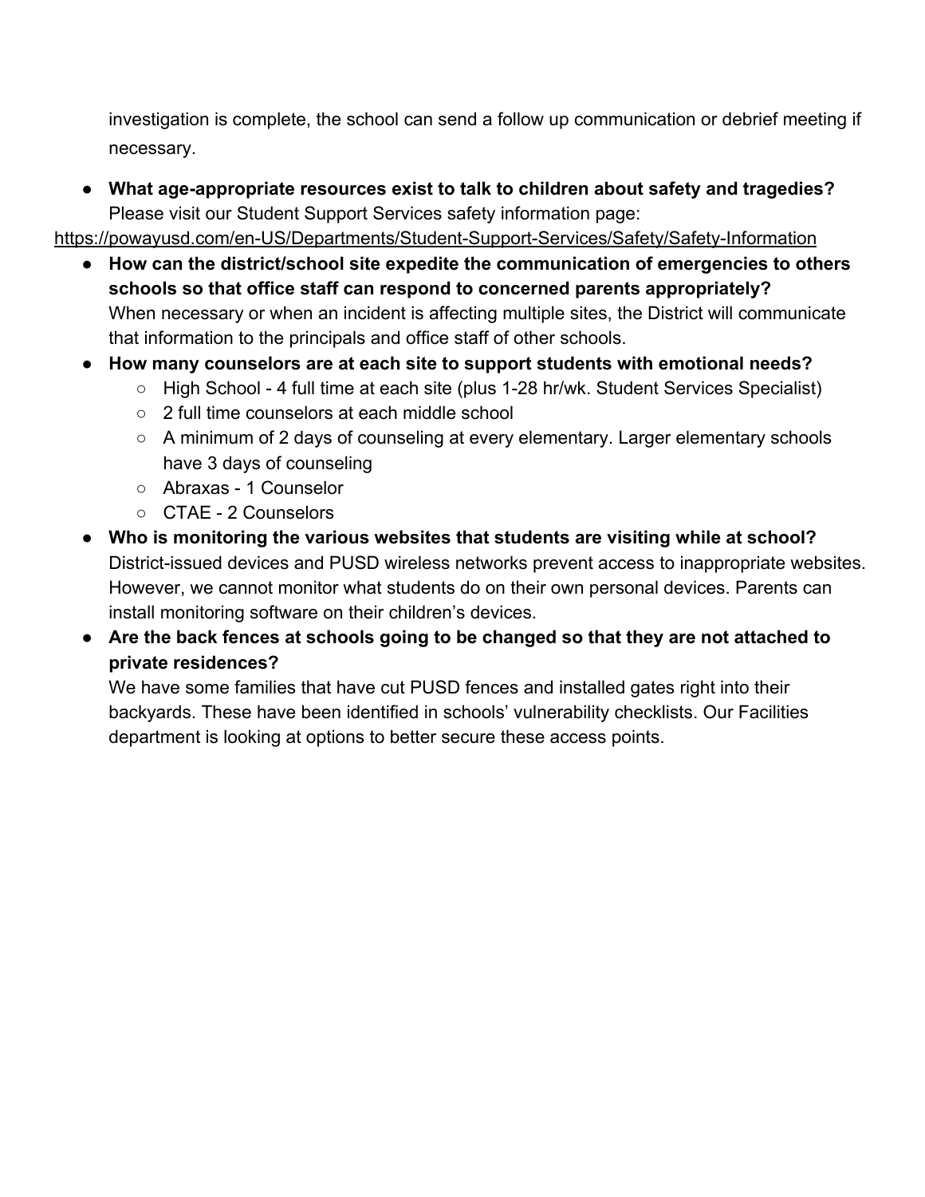investigation is complete, the school can send a follow up communication or debrief meeting if necessary.

- **What age-appropriate resources exist to talk to children about safety and tragedies?**
  Please visit our Student Support Services safety information page:
  https://powayusd.com/en-US/Departments/Student-Support-Services/Safety/Safety-Information
- **How can the district/school site expedite the communication of emergencies to others schools so that office staff can respond to concerned parents appropriately?**
  When necessary or when an incident is affecting multiple sites, the District will communicate that information to the principals and office staff of other schools.
- **How many counselors are at each site to support students with emotional needs?**
  - High School - 4 full time at each site (plus 1-28 hr/wk. Student Services Specialist)
  - 2 full time counselors at each middle school
  - A minimum of 2 days of counseling at every elementary. Larger elementary schools have 3 days of counseling
  - Abraxas - 1 Counselor
  - CTAE - 2 Counselors
- **Who is monitoring the various websites that students are visiting while at school?**
  District-issued devices and PUSD wireless networks prevent access to inappropriate websites. However, we cannot monitor what students do on their own personal devices. Parents can install monitoring software on their children's devices.
- **Are the back fences at schools going to be changed so that they are not attached to private residences?**
  We have some families that have cut PUSD fences and installed gates right into their backyards. These have been identified in schools' vulnerability checklists. Our Facilities department is looking at options to better secure these access points.